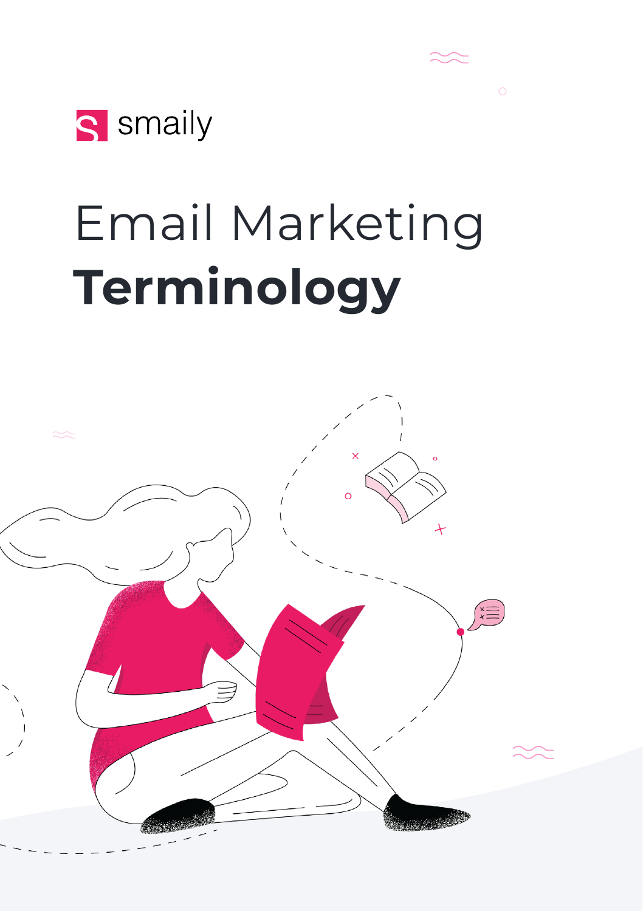smaily

# Email Marketing **Terminology**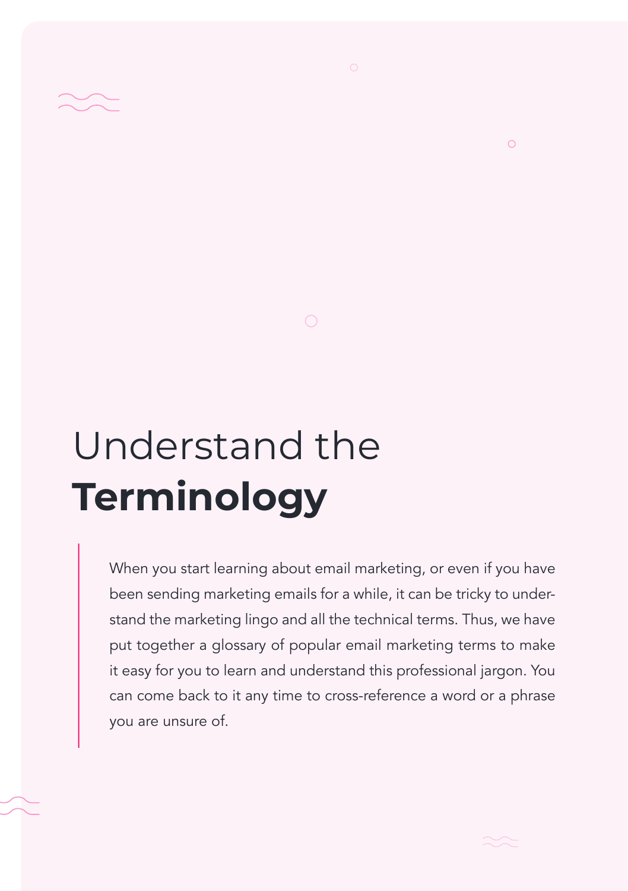# Understand the **Terminology**

When you start learning about email marketing, or even if you have been sending marketing emails for a while, it can be tricky to understand the marketing lingo and all the technical terms. Thus, we have put together a glossary of popular email marketing terms to make it easy for you to learn and understand this professional jargon. You can come back to it any time to cross-reference a word or a phrase you are unsure of.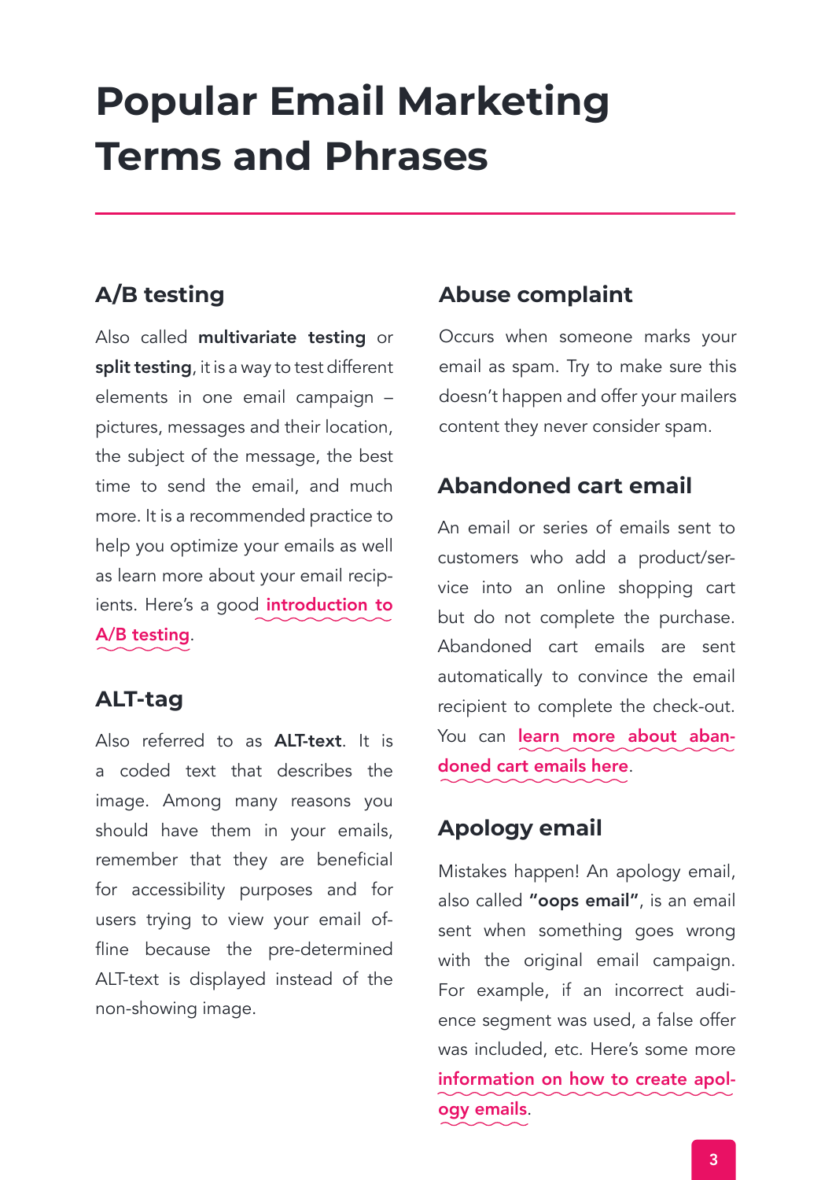# Popular Email Marketing Terms and Phrases

## A/B testing

Also called **multivariate testing** or **split testing**, it is a way to test different elements in one email campaign – pictures, messages and their location, the subject of the message, the best time to send the email, and much more. It is a recommended practice to help you optimize your emails as well as learn more about your email recipients. Here's a good **introduction to A/B testing**.

## ALT-tag

Also referred to as **ALT-text**. It is a coded text that describes the image. Among many reasons you should have them in your emails, remember that they are beneficial for accessibility purposes and for users trying to view your email offline because the pre-determined ALT-text is displayed instead of the non-showing image.

## Abuse complaint

Occurs when someone marks your email as spam. Try to make sure this doesn't happen and offer your mailers content they never consider spam.

## Abandoned cart email

An email or series of emails sent to customers who add a product/service into an online shopping cart but do not complete the purchase. Abandoned cart emails are sent automatically to convince the email recipient to complete the check-out. You can **learn more about abandoned cart emails here**.

## Apology email

Mistakes happen! An apology email, also called **"oops email"**, is an email sent when something goes wrong with the original email campaign. For example, if an incorrect audience segment was used, a false offer was included, etc. Here's some more **information on how to create apology emails**.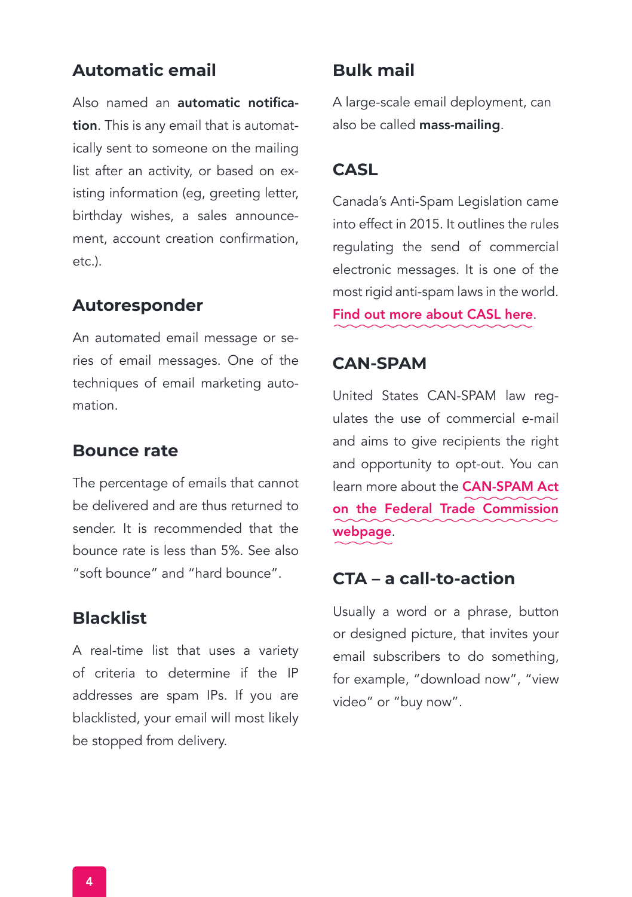## Automatic email

Also named an **automatic notification**. This is any email that is automatically sent to someone on the mailing list after an activity, or based on existing information (eg, greeting letter, birthday wishes, a sales announcement, account creation confirmation, etc.).

## Autoresponder

An automated email message or series of email messages. One of the techniques of email marketing automation.

## Bounce rate

The percentage of emails that cannot be delivered and are thus returned to sender. It is recommended that the bounce rate is less than 5%. See also "soft bounce" and "hard bounce".

## Blacklist

A real-time list that uses a variety of criteria to determine if the IP addresses are spam IPs. If you are blacklisted, your email will most likely be stopped from delivery.

## Bulk mail

A large-scale email deployment, can also be called **mass-mailing**.

## CASL

Canada's Anti-Spam Legislation came into effect in 2015. It outlines the rules regulating the send of commercial electronic messages. It is one of the most rigid anti-spam laws in the world. **Find out more about CASL here**.

## CAN-SPAM

United States CAN-SPAM law regulates the use of commercial e-mail and aims to give recipients the right and opportunity to opt-out. You can learn more about the **CAN-SPAM Act on the Federal Trade Commission webpage**.

## CTA – a call-to-action

Usually a word or a phrase, button or designed picture, that invites your email subscribers to do something, for example, "download now", "view video" or "buy now".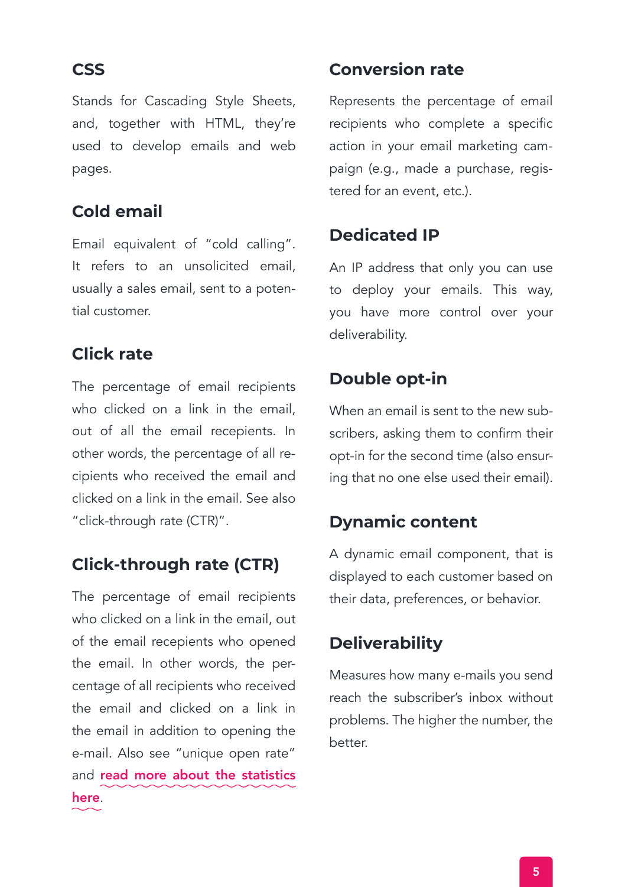## CSS

Stands for Cascading Style Sheets, and, together with HTML, they're used to develop emails and web pages.

## Cold email

Email equivalent of "cold calling". It refers to an unsolicited email, usually a sales email, sent to a potential customer.

## Click rate

The percentage of email recipients who clicked on a link in the email, out of all the email recepients. In other words, the percentage of all recipients who received the email and clicked on a link in the email. See also "click-through rate (CTR)".

## Click-through rate (CTR)

The percentage of email recipients who clicked on a link in the email, out of the email recepients who opened the email. In other words, the percentage of all recipients who received the email and clicked on a link in the email in addition to opening the e-mail. Also see "unique open rate" and **read more about the statistics here**.

## Conversion rate

Represents the percentage of email recipients who complete a specific action in your email marketing campaign (e.g., made a purchase, registered for an event, etc.).

## Dedicated IP

An IP address that only you can use to deploy your emails. This way, you have more control over your deliverability.

## Double opt-in

When an email is sent to the new subscribers, asking them to confirm their opt-in for the second time (also ensuring that no one else used their email).

## Dynamic content

A dynamic email component, that is displayed to each customer based on their data, preferences, or behavior.

## Deliverability

Measures how many e-mails you send reach the subscriber's inbox without problems. The higher the number, the better.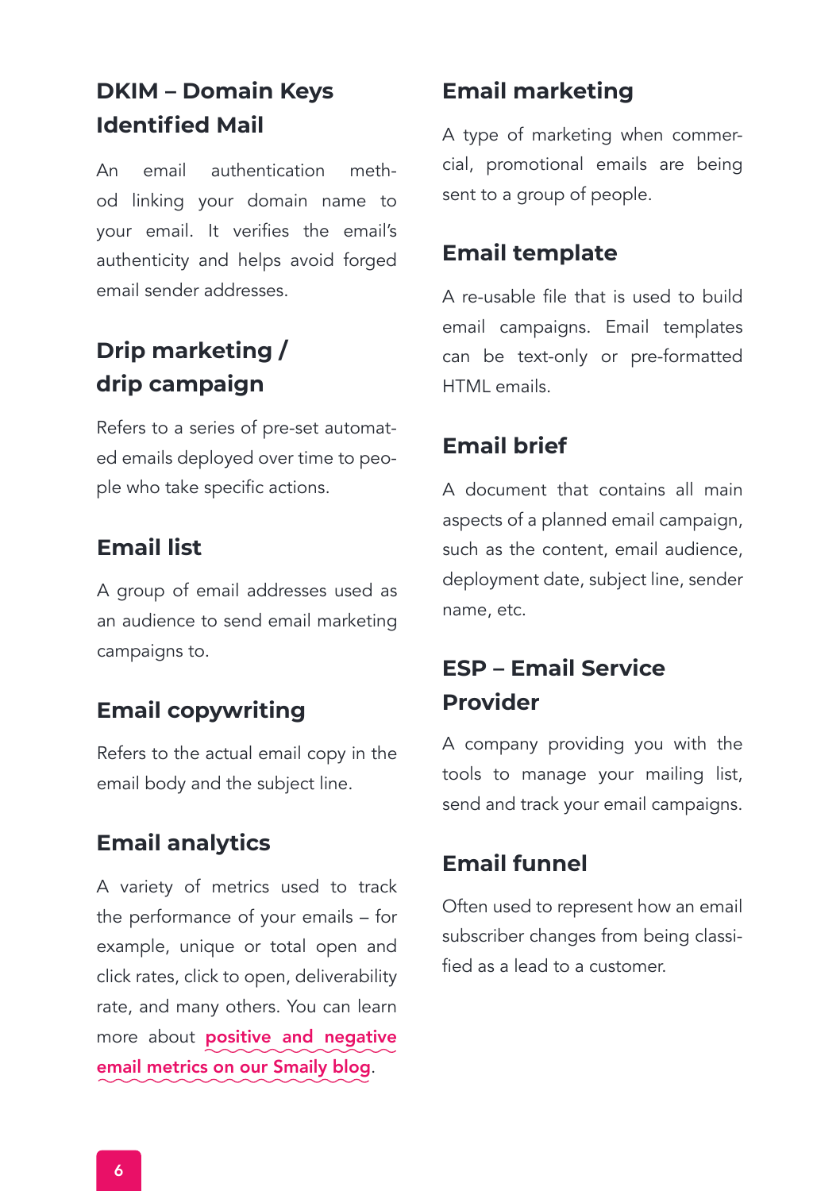## DKIM – Domain Keys Identified Mail

An email authentication method linking your domain name to your email. It verifies the email's authenticity and helps avoid forged email sender addresses.

## Drip marketing / drip campaign

Refers to a series of pre-set automated emails deployed over time to people who take specific actions.

## Email list

A group of email addresses used as an audience to send email marketing campaigns to.

## Email copywriting

Refers to the actual email copy in the email body and the subject line.

## Email analytics

A variety of metrics used to track the performance of your emails – for example, unique or total open and click rates, click to open, deliverability rate, and many others. You can learn more about **positive and negative email metrics on our Smaily blog**.

## Email marketing

A type of marketing when commercial, promotional emails are being sent to a group of people.

## Email template

A re-usable file that is used to build email campaigns. Email templates can be text-only or pre-formatted HTML emails.

## Email brief

A document that contains all main aspects of a planned email campaign, such as the content, email audience, deployment date, subject line, sender name, etc.

## ESP – Email Service Provider

A company providing you with the tools to manage your mailing list, send and track your email campaigns.

## Email funnel

Often used to represent how an email subscriber changes from being classified as a lead to a customer.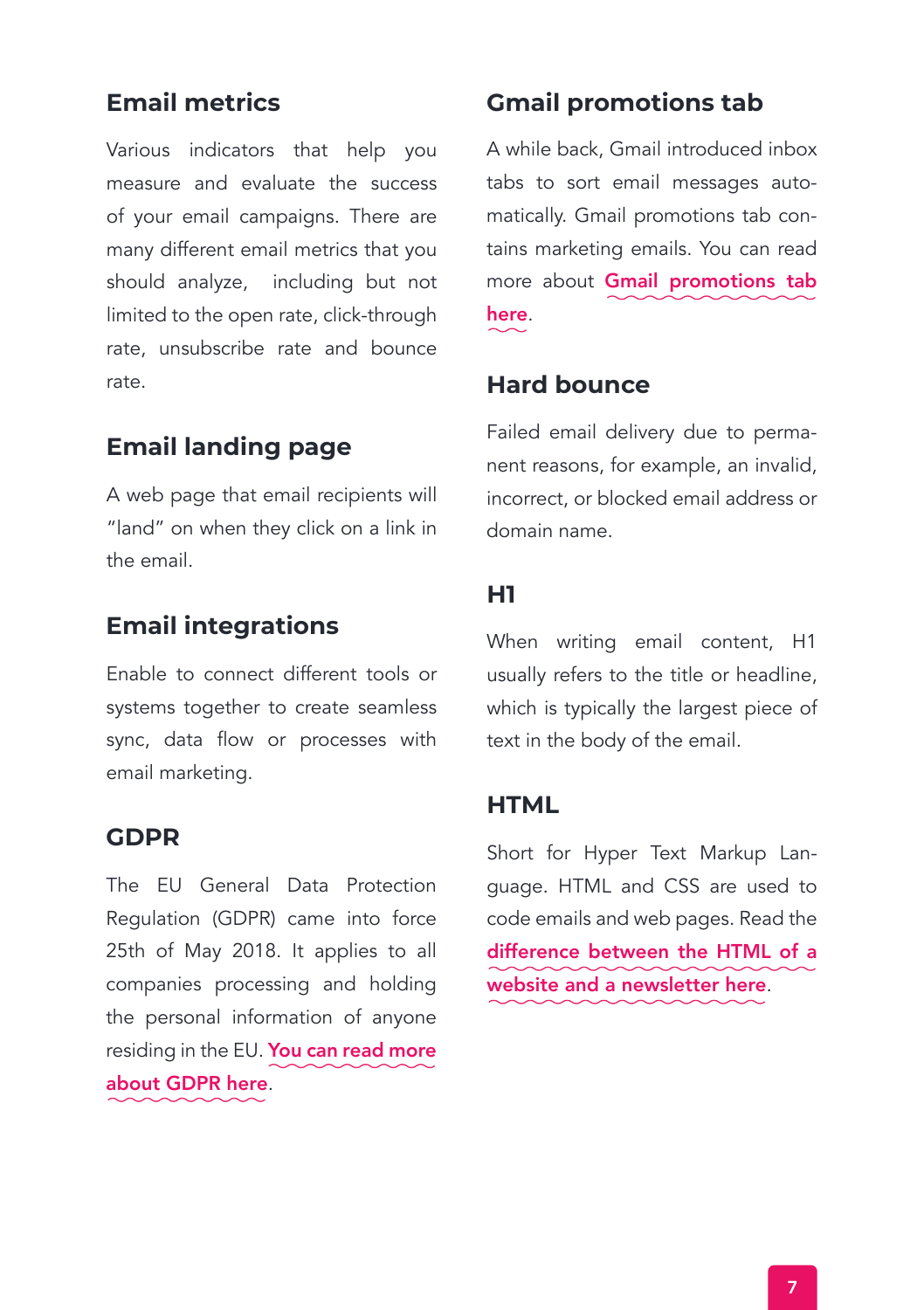## Email metrics

Various indicators that help you measure and evaluate the success of your email campaigns. There are many different email metrics that you should analyze, including but not limited to the open rate, click-through rate, unsubscribe rate and bounce rate.

## Email landing page

A web page that email recipients will "land" on when they click on a link in the email.

## Email integrations

Enable to connect different tools or systems together to create seamless sync, data flow or processes with email marketing.

## GDPR

The EU General Data Protection Regulation (GDPR) came into force 25th of May 2018. It applies to all companies processing and holding the personal information of anyone residing in the EU. **You can read more about GDPR here**.

## Gmail promotions tab

A while back, Gmail introduced inbox tabs to sort email messages automatically. Gmail promotions tab contains marketing emails. You can read more about **Gmail promotions tab here**.

## Hard bounce

Failed email delivery due to permanent reasons, for example, an invalid, incorrect, or blocked email address or domain name.

## H1

When writing email content, H1 usually refers to the title or headline, which is typically the largest piece of text in the body of the email.

## HTML

Short for Hyper Text Markup Language. HTML and CSS are used to code emails and web pages. Read the **difference between the HTML of a website and a newsletter here**.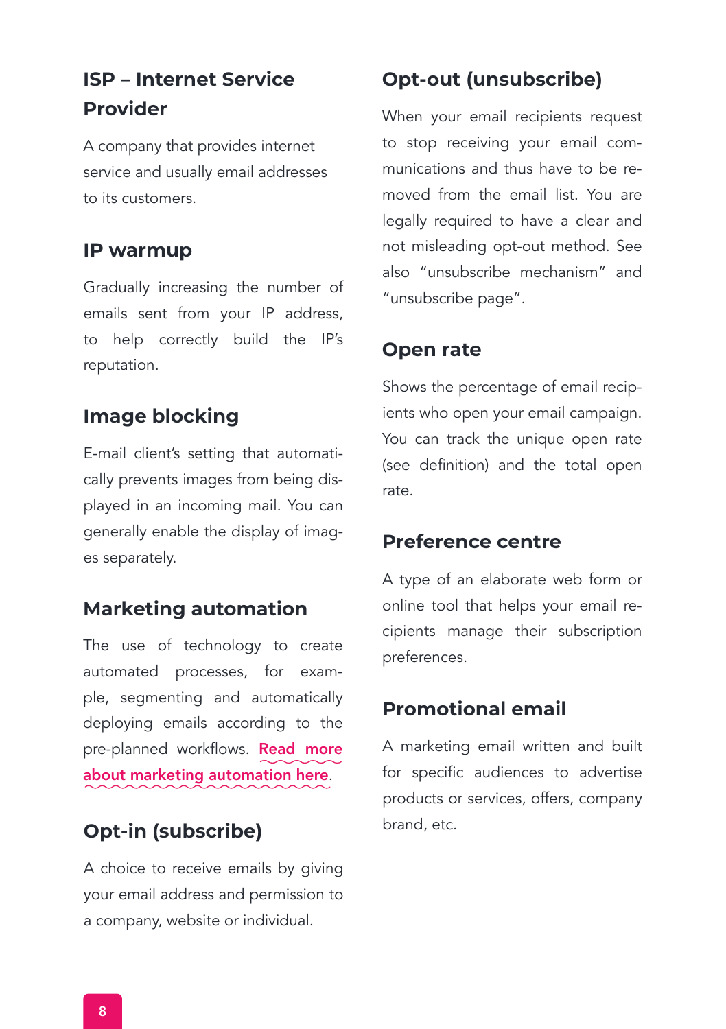## ISP – Internet Service Provider

A company that provides internet service and usually email addresses to its customers.

## IP warmup

Gradually increasing the number of emails sent from your IP address, to help correctly build the IP's reputation.

## Image blocking

E-mail client's setting that automatically prevents images from being displayed in an incoming mail. You can generally enable the display of images separately.

## Marketing automation

The use of technology to create automated processes, for example, segmenting and automatically deploying emails according to the pre-planned workflows. Read more about marketing automation here.

## Opt-in (subscribe)

A choice to receive emails by giving your email address and permission to a company, website or individual.

## Opt-out (unsubscribe)

When your email recipients request to stop receiving your email communications and thus have to be removed from the email list. You are legally required to have a clear and not misleading opt-out method. See also "unsubscribe mechanism" and "unsubscribe page".

## Open rate

Shows the percentage of email recipients who open your email campaign. You can track the unique open rate (see definition) and the total open rate.

## Preference centre

A type of an elaborate web form or online tool that helps your email recipients manage their subscription preferences.

## Promotional email

A marketing email written and built for specific audiences to advertise products or services, offers, company brand, etc.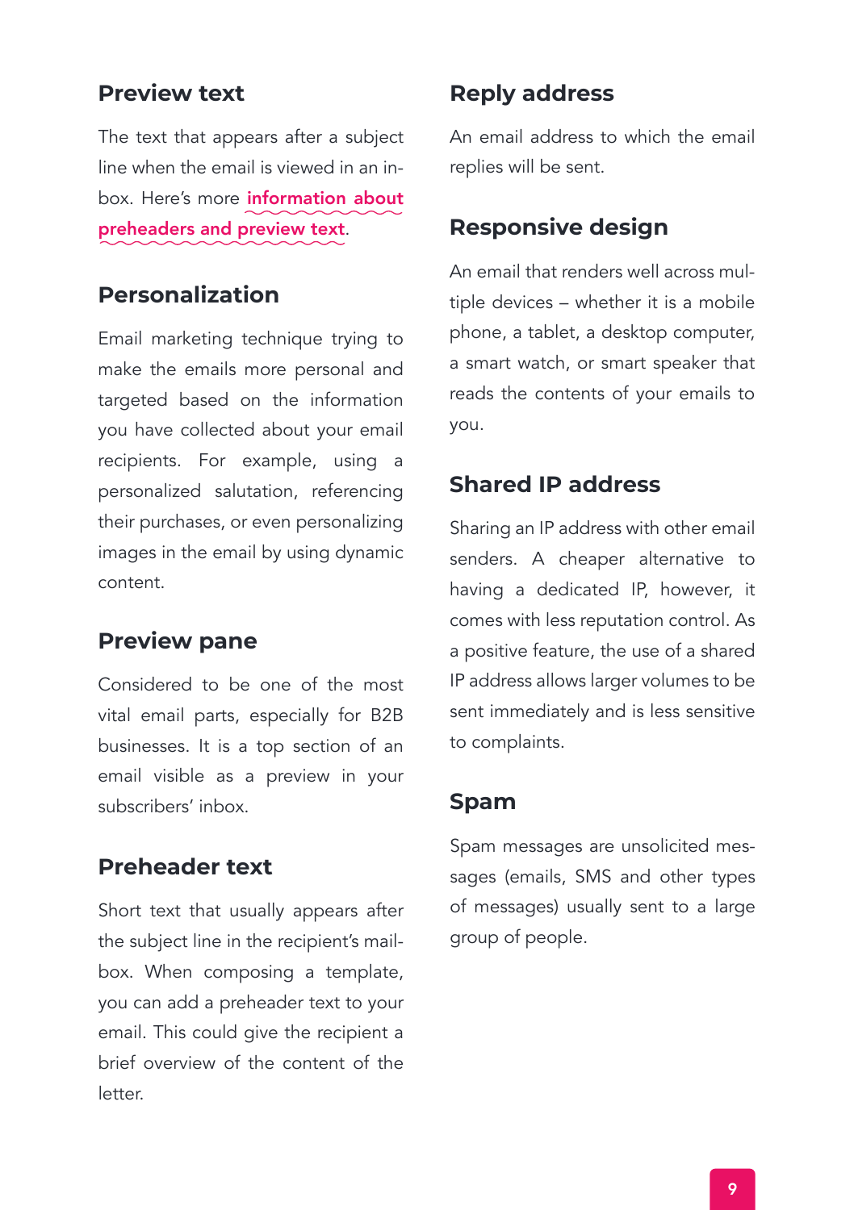### Preview text

The text that appears after a subject line when the email is viewed in an inbox. Here's more **information about preheaders and preview text**.

### Personalization

Email marketing technique trying to make the emails more personal and targeted based on the information you have collected about your email recipients. For example, using a personalized salutation, referencing their purchases, or even personalizing images in the email by using dynamic content.

### Preview pane

Considered to be one of the most vital email parts, especially for B2B businesses. It is a top section of an email visible as a preview in your subscribers' inbox.

### Preheader text

Short text that usually appears after the subject line in the recipient's mailbox. When composing a template, you can add a preheader text to your email. This could give the recipient a brief overview of the content of the letter.

### Reply address

An email address to which the email replies will be sent.

### Responsive design

An email that renders well across multiple devices – whether it is a mobile phone, a tablet, a desktop computer, a smart watch, or smart speaker that reads the contents of your emails to you.

### Shared IP address

Sharing an IP address with other email senders. A cheaper alternative to having a dedicated IP, however, it comes with less reputation control. As a positive feature, the use of a shared IP address allows larger volumes to be sent immediately and is less sensitive to complaints.

### Spam

Spam messages are unsolicited messages (emails, SMS and other types of messages) usually sent to a large group of people.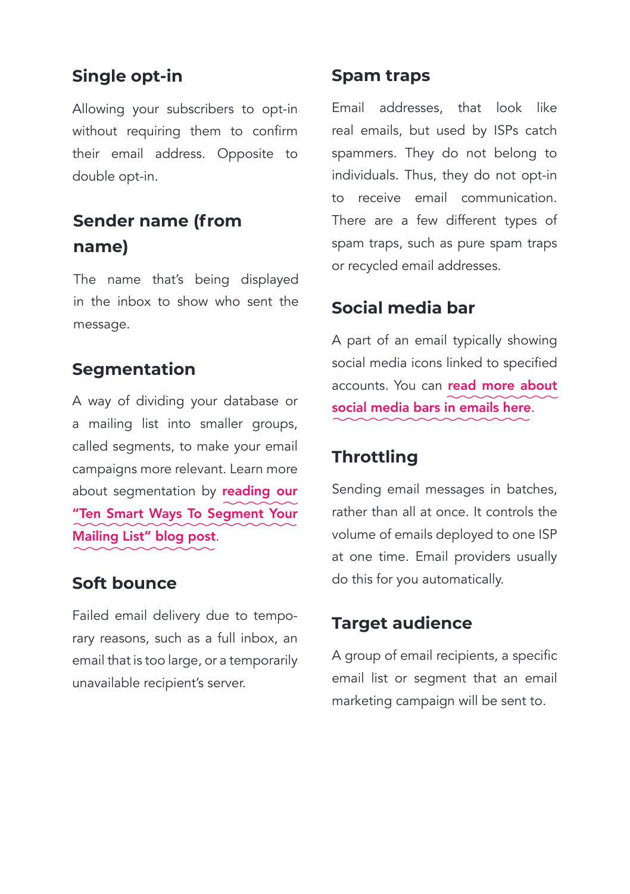## Single opt-in

Allowing your subscribers to opt-in without requiring them to confirm their email address. Opposite to double opt-in.

## Sender name (from name)

The name that's being displayed in the inbox to show who sent the message.

## Segmentation

A way of dividing your database or a mailing list into smaller groups, called segments, to make your email campaigns more relevant. Learn more about segmentation by **reading our "Ten Smart Ways To Segment Your Mailing List" blog post**.

## Soft bounce

Failed email delivery due to temporary reasons, such as a full inbox, an email that is too large, or a temporarily unavailable recipient's server.

## Spam traps

Email addresses, that look like real emails, but used by ISPs catch spammers. They do not belong to individuals. Thus, they do not opt-in to receive email communication. There are a few different types of spam traps, such as pure spam traps or recycled email addresses.

## Social media bar

A part of an email typically showing social media icons linked to specified accounts. You can **read more about social media bars in emails here**.

## Throttling

Sending email messages in batches, rather than all at once. It controls the volume of emails deployed to one ISP at one time. Email providers usually do this for you automatically.

## Target audience

A group of email recipients, a specific email list or segment that an email marketing campaign will be sent to.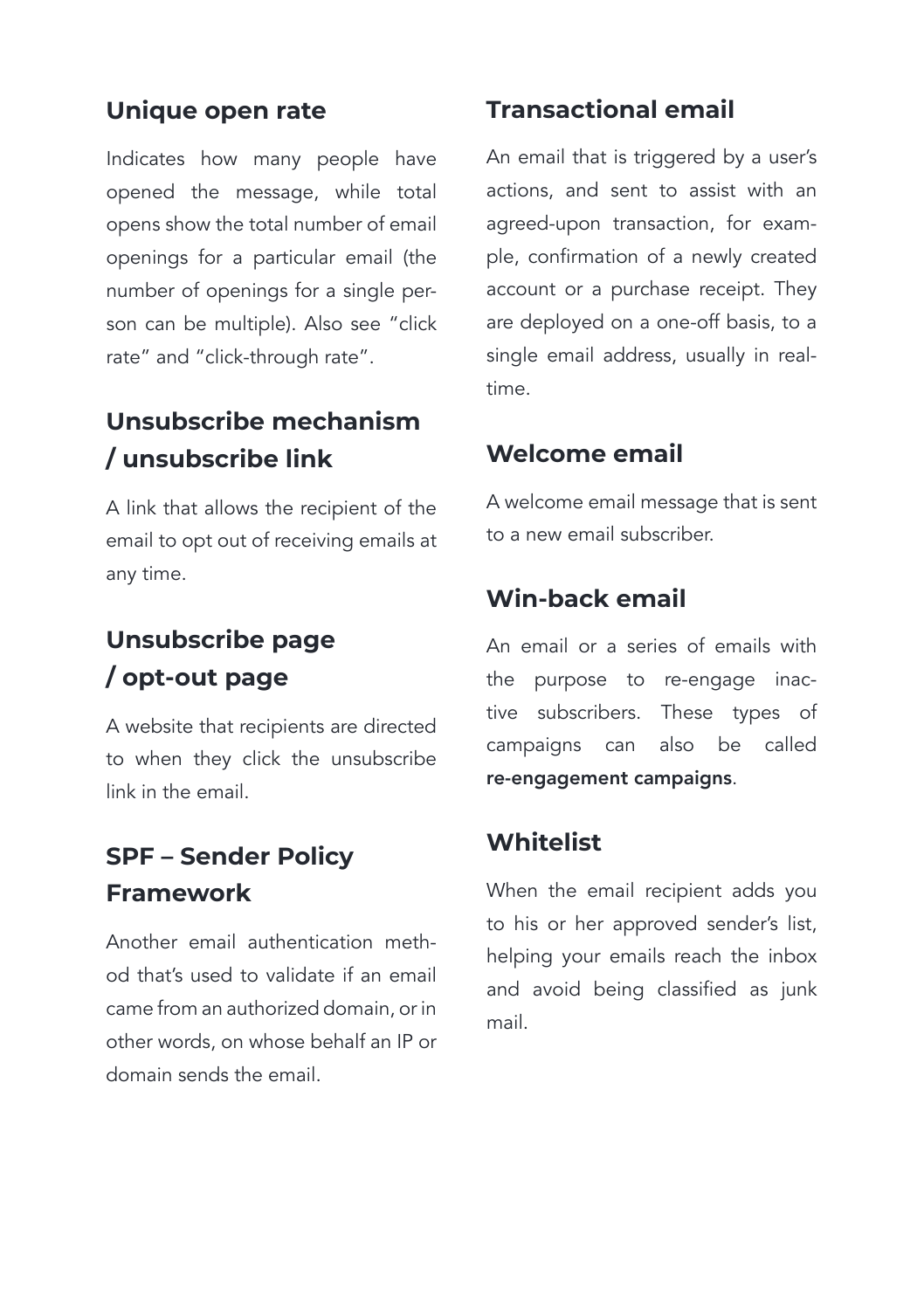## Unique open rate

Indicates how many people have opened the message, while total opens show the total number of email openings for a particular email (the number of openings for a single person can be multiple). Also see "click rate" and "click-through rate".

## Unsubscribe mechanism / unsubscribe link

A link that allows the recipient of the email to opt out of receiving emails at any time.

## Unsubscribe page / opt-out page

A website that recipients are directed to when they click the unsubscribe link in the email.

## SPF – Sender Policy Framework

Another email authentication method that's used to validate if an email came from an authorized domain, or in other words, on whose behalf an IP or domain sends the email.

## Transactional email

An email that is triggered by a user's actions, and sent to assist with an agreed-upon transaction, for example, confirmation of a newly created account or a purchase receipt. They are deployed on a one-off basis, to a single email address, usually in real-time.

## Welcome email

A welcome email message that is sent to a new email subscriber.

## Win-back email

An email or a series of emails with the purpose to re-engage inactive subscribers. These types of campaigns can also be called **re-engagement campaigns**.

## Whitelist

When the email recipient adds you to his or her approved sender's list, helping your emails reach the inbox and avoid being classified as junk mail.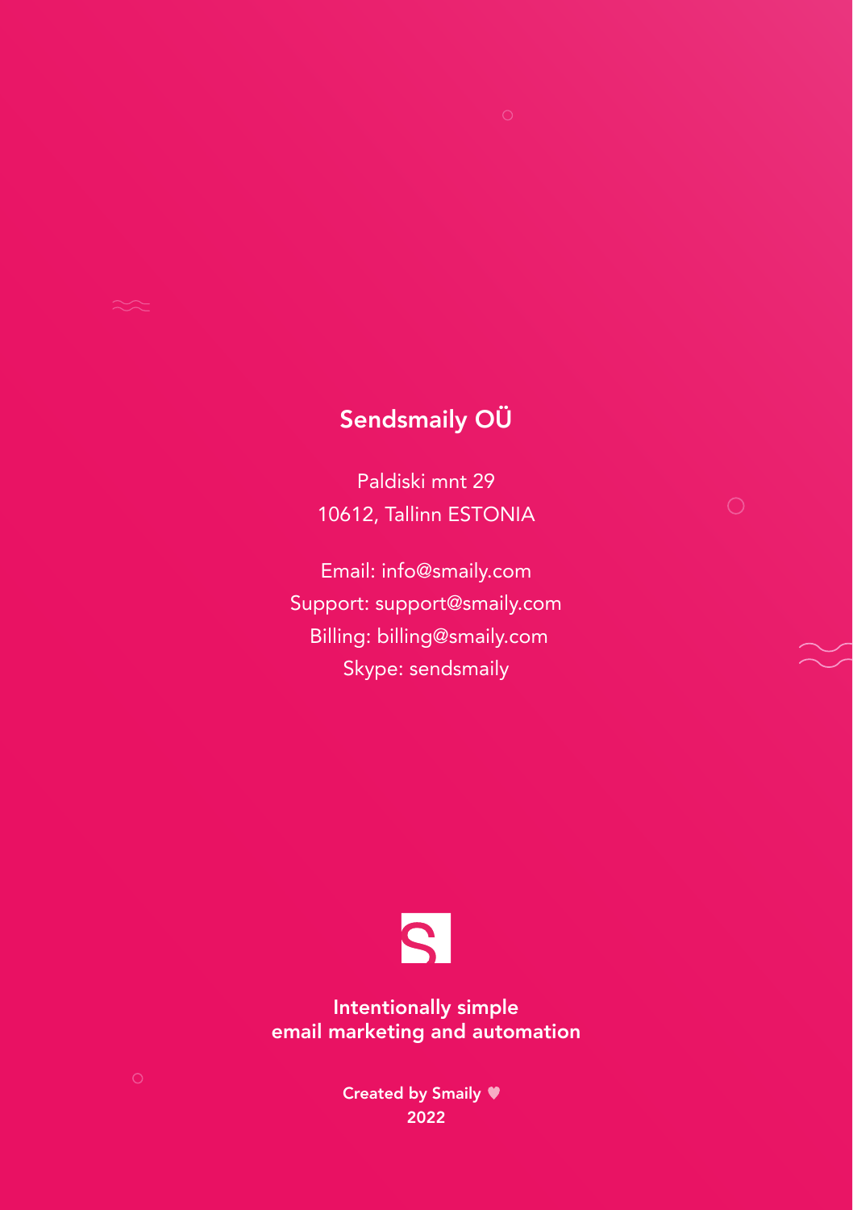**Sendsmaily OÜ**

Paldiski mnt 29
10612, Tallinn ESTONIA

Email: info@smaily.com
Support: support@smaily.com
Billing: billing@smaily.com
Skype: sendsmaily

**Intentionally simple**
**email marketing and automation**

**Created by Smaily ♥**
**2022**